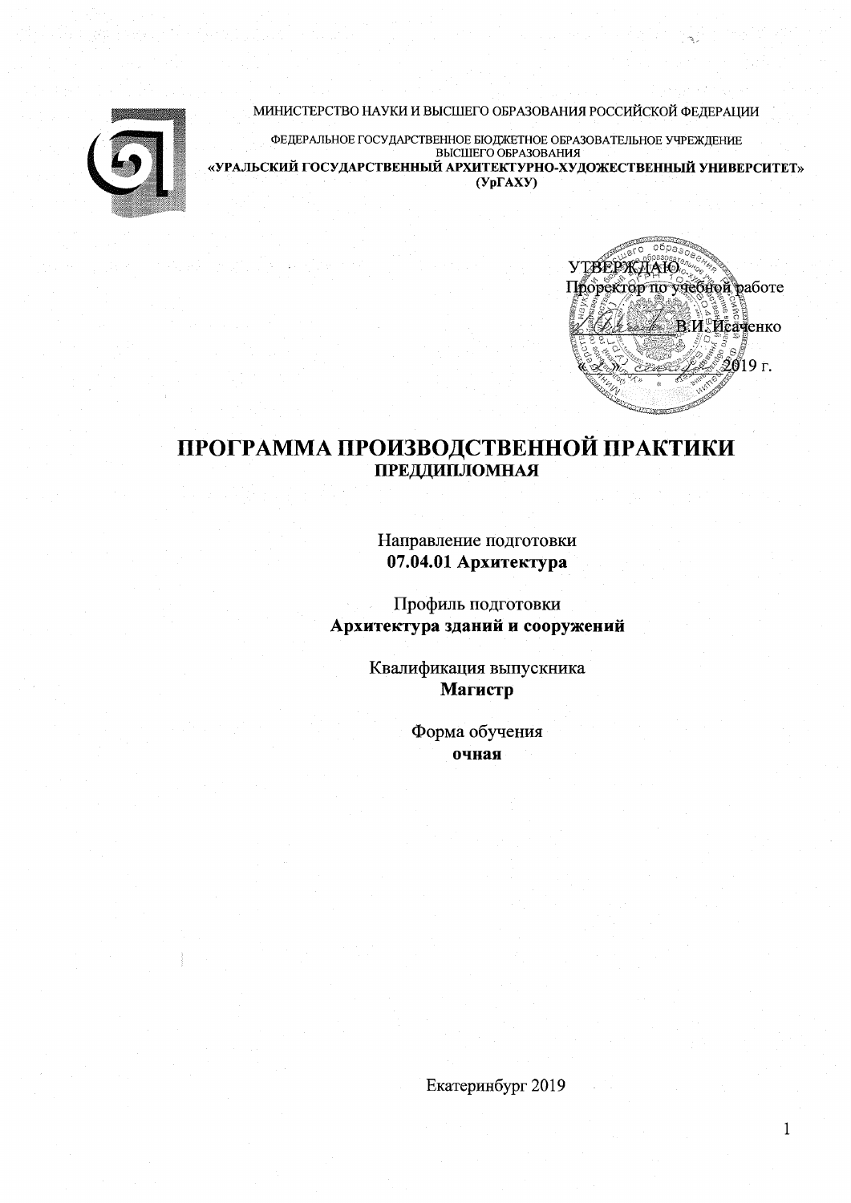МИНИСТЕРСТВО НАУКИ И ВЫСШЕГО ОБРАЗОВАНИЯ РОССИЙСКОЙ ФЕДЕРАЦИИ

ФЕДЕРАЛЬНОЕ ГОСУДАРСТВЕННОЕ БЮДЖЕТНОЕ ОБРАЗОВАТЕЛЬНОЕ УЧРЕЖДЕНИЕ ВЫСШЕГО ОБРАЗОВАНИЯ
**«УРАЛЬСКИЙ ГОСУДАРСТВЕННЫЙ АРХИТЕКТУРНО-ХУДОЖЕСТВЕННЫЙ УНИВЕРСИТЕТ» (УрГАХУ)**

УТВЕРЖДАЮ
Проректор по учебной работе
_________ В.И. Исаченко
«___» _________ 2019 г.

# ПРОГРАММА ПРОИЗВОДСТВЕННОЙ ПРАКТИКИ
## ПРЕДДИПЛОМНАЯ

Направление подготовки
**07.04.01 Архитектура**

Профиль подготовки
**Архитектура зданий и сооружений**

Квалификация выпускника
**Магистр**

Форма обучения
**очная**

Екатеринбург 2019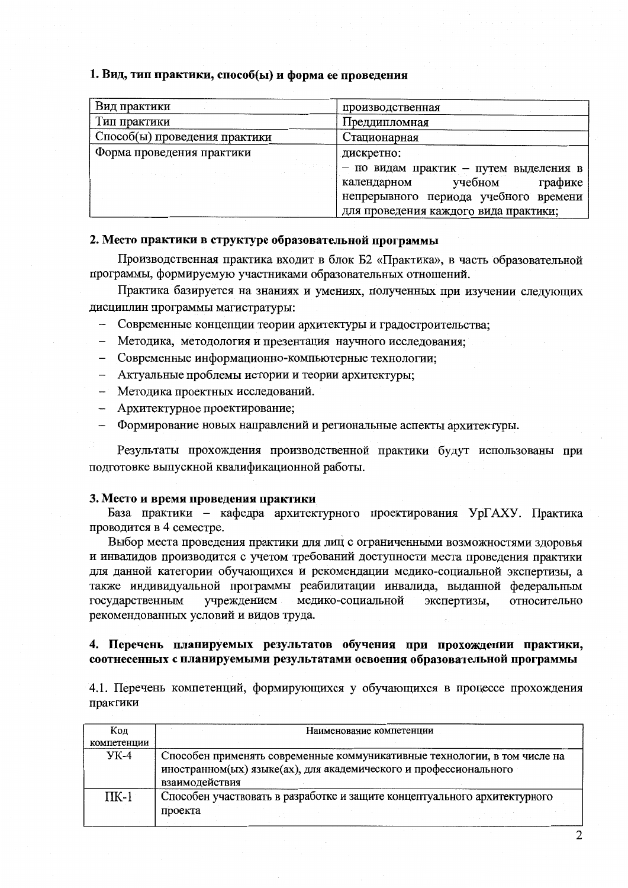## 1. Вид, тип практики, способ(ы) и форма ее проведения

| Вид практики | производственная |
|---|---|
| Тип практики | Преддипломная |
| Способ(ы) проведения практики | Стационарная |
| Форма проведения практики | дискретно: – по видам практик – путем выделения в календарном учебном графике непрерывного периода учебного времени для проведения каждого вида практики; |

## 2. Место практики в структуре образовательной программы

Производственная практика входит в блок Б2 «Практика», в часть образовательной программы, формируемую участниками образовательных отношений.

Практика базируется на знаниях и умениях, полученных при изучении следующих дисциплин программы магистратуры:

- Современные концепции теории архитектуры и градостроительства;
- Методика, методология и презентация научного исследования;
- Современные информационно-компьютерные технологии;
- Актуальные проблемы истории и теории архитектуры;
- Методика проектных исследований.
- Архитектурное проектирование;
- Формирование новых направлений и региональные аспекты архитектуры.

Результаты прохождения производственной практики будут использованы при подготовке выпускной квалификационной работы.

## 3. Место и время проведения практики

База практики – кафедра архитектурного проектирования УрГАХУ. Практика проводится в 4 семестре.

Выбор места проведения практики для лиц с ограниченными возможностями здоровья и инвалидов производится с учетом требований доступности места проведения практики для данной категории обучающихся и рекомендации медико-социальной экспертизы, а также индивидуальной программы реабилитации инвалида, выданной федеральным государственным учреждением медико-социальной экспертизы, относительно рекомендованных условий и видов труда.

## 4. Перечень планируемых результатов обучения при прохождении практики, соотнесенных с планируемыми результатами освоения образовательной программы

4.1. Перечень компетенций, формирующихся у обучающихся в процессе прохождения практики

| Код компетенции | Наименование компетенции |
|---|---|
| УК-4 | Способен применять современные коммуникативные технологии, в том числе на иностранном(ых) языке(ах), для академического и профессионального взаимодействия |
| ПК-1 | Способен участвовать в разработке и защите концептуального архитектурного проекта |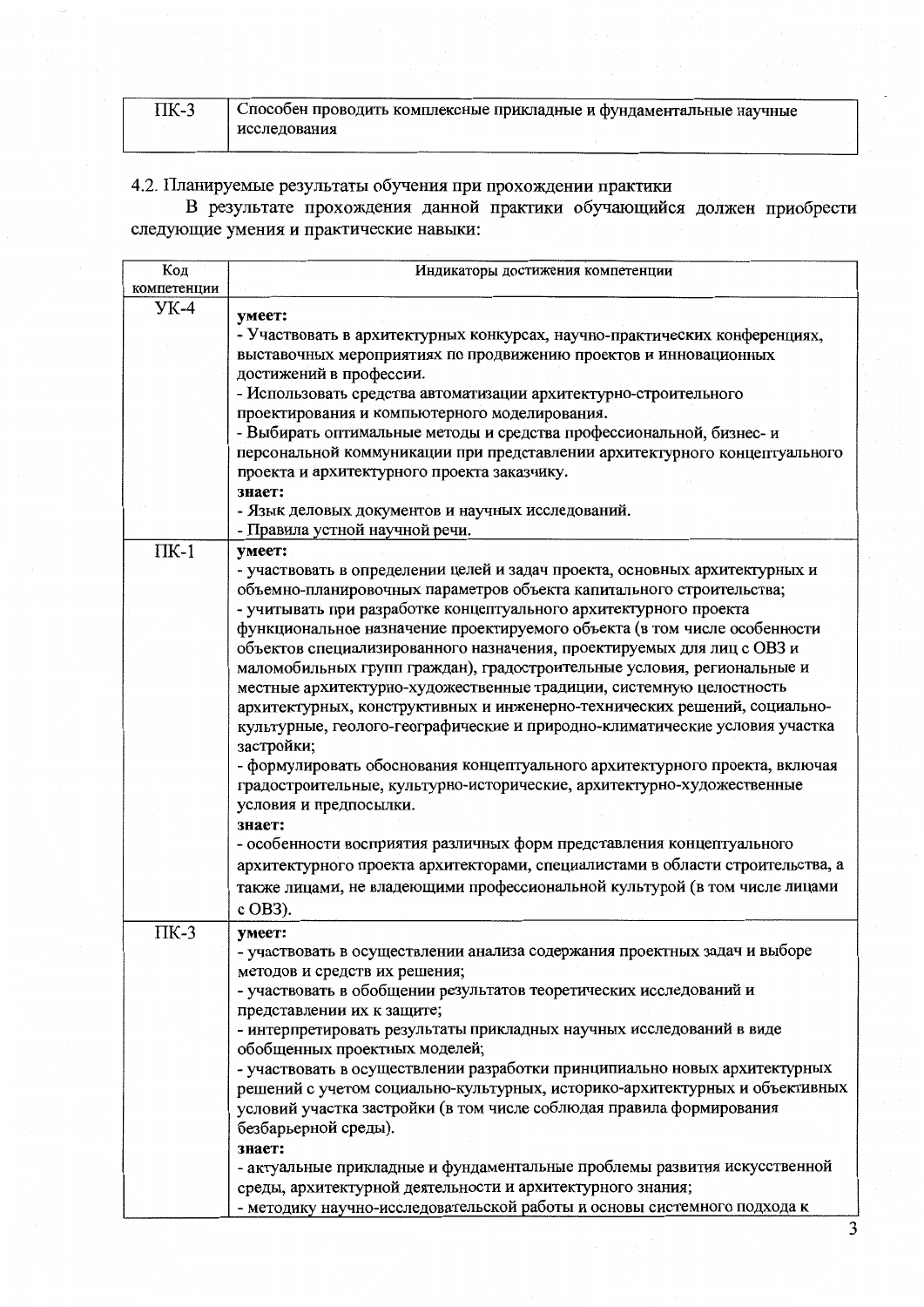| ПК-3 | Способен проводить комплексные прикладные и фундаментальные научные исследования |
|---|---|

4.2. Планируемые результаты обучения при прохождении практики

В результате прохождения данной практики обучающийся должен приобрести следующие умения и практические навыки:

| Код компетенции | Индикаторы достижения компетенции |
|---|---|
| УК-4 | **умеет:**<br>- Участвовать в архитектурных конкурсах, научно-практических конференциях, выставочных мероприятиях по продвижению проектов и инновационных достижений в профессии.<br>- Использовать средства автоматизации архитектурно-строительного проектирования и компьютерного моделирования.<br>- Выбирать оптимальные методы и средства профессиональной, бизнес- и персональной коммуникации при представлении архитектурного концептуального проекта и архитектурного проекта заказчику.<br>**знает:**<br>- Язык деловых документов и научных исследований.<br>- Правила устной научной речи. |
| ПК-1 | **умеет:**<br>- участвовать в определении целей и задач проекта, основных архитектурных и объемно-планировочных параметров объекта капитального строительства;<br>- учитывать при разработке концептуального архитектурного проекта функциональное назначение проектируемого объекта (в том числе особенности объектов специализированного назначения, проектируемых для лиц с ОВЗ и маломобильных групп граждан), градостроительные условия, региональные и местные архитектурно-художественные традиции, системную целостность архитектурных, конструктивных и инженерно-технических решений, социально-культурные, геолого-географические и природно-климатические условия участка застройки;<br>- формулировать обоснования концептуального архитектурного проекта, включая градостроительные, культурно-исторические, архитектурно-художественные условия и предпосылки.<br>**знает:**<br>- особенности восприятия различных форм представления концептуального архитектурного проекта архитекторами, специалистами в области строительства, а также лицами, не владеющими профессиональной культурой (в том числе лицами с ОВЗ). |
| ПК-3 | **умеет:**<br>- участвовать в осуществлении анализа содержания проектных задач и выборе методов и средств их решения;<br>- участвовать в обобщении результатов теоретических исследований и представлении их к защите;<br>- интерпретировать результаты прикладных научных исследований в виде обобщенных проектных моделей;<br>- участвовать в осуществлении разработки принципиально новых архитектурных решений с учетом социально-культурных, историко-архитектурных и объективных условий участка застройки (в том числе соблюдая правила формирования безбарьерной среды).<br>**знает:**<br>- актуальные прикладные и фундаментальные проблемы развития искусственной среды, архитектурной деятельности и архитектурного знания;<br>- методику научно-исследовательской работы и основы системного подхода к |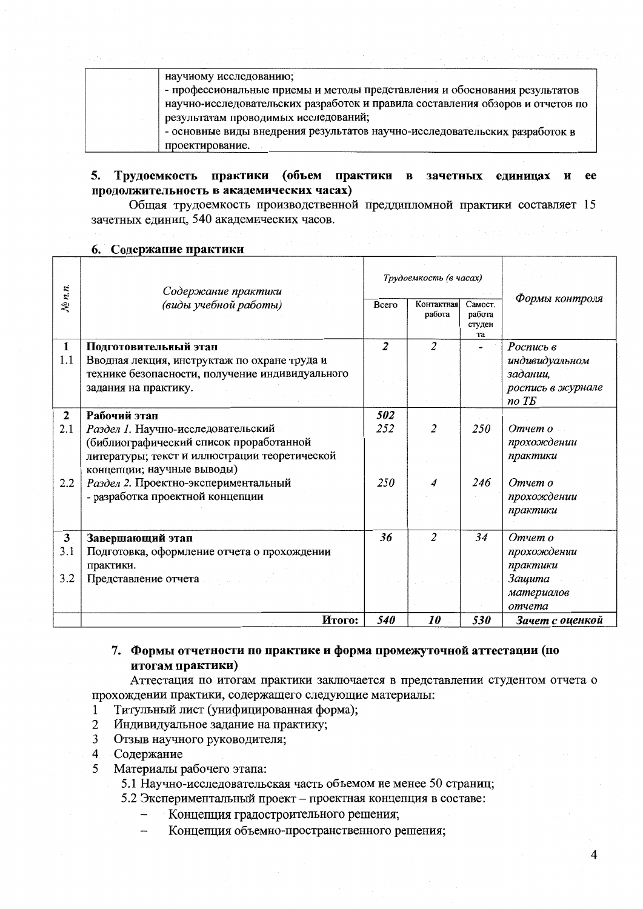| | научному исследованию;<br>- профессиональные приемы и методы представления и обоснования результатов научно-исследовательских разработок и правила составления обзоров и отчетов по результатам проводимых исследований;<br>- основные виды внедрения результатов научно-исследовательских разработок в проектирование. |
|---|---|

## 5. Трудоемкость практики (объем практики в зачетных единицах и ее продолжительность в академических часах)

Общая трудоемкость производственной преддипломной практики составляет 15 зачетных единиц, 540 академических часов.

## 6. Содержание практики

| № п.п. | *Содержание практики (виды учебной работы)* | *Трудоемкость (в часах)* | | | *Формы контроля* |
|---|---|---|---|---|---|
| | | Всего | Контактная работа | Самост. работа студента | |
| **1**<br>1.1 | **Подготовительный этап**<br>Вводная лекция, инструктаж по охране труда и технике безопасности, получение индивидуального задания на практику. | ***2*** | *2* | - | *Роспись в индивидуальном задании, роспись в журнале по ТБ* |
| **2** | **Рабочий этап** | ***502*** | | | |
| 2.1 | *Раздел 1.* Научно-исследовательский (библиографический список проработанной литературы; текст и иллюстрации теоретической концепции; научные выводы) | *252* | *2* | *250* | *Отчет о прохождении практики* |
| 2.2 | *Раздел 2.* Проектно-экспериментальный<br>- разработка проектной концепции | *250* | *4* | *246* | *Отчет о прохождении практики* |
| **3**<br>3.1<br><br>3.2 | **Завершающий этап**<br>Подготовка, оформление отчета о прохождении практики.<br>Представление отчета | ***36*** | *2* | *34* | *Отчет о прохождении практики*<br>*Защита материалов отчета* |
| | **Итого:** | ***540*** | ***10*** | ***530*** | ***Зачет с оценкой*** |

## 7. Формы отчетности по практике и форма промежуточной аттестации (по итогам практики)

Аттестация по итогам практики заключается в представлении студентом отчета о прохождении практики, содержащего следующие материалы:

1. Титульный лист (унифицированная форма);
2. Индивидуальное задание на практику;
3. Отзыв научного руководителя;
4. Содержание
5. Материалы рабочего этапа:
   - 5.1 Научно-исследовательская часть объемом не менее 50 страниц;
   - 5.2 Экспериментальный проект – проектная концепция в составе:
     - Концепция градостроительного решения;
     - Концепция объемно-пространственного решения;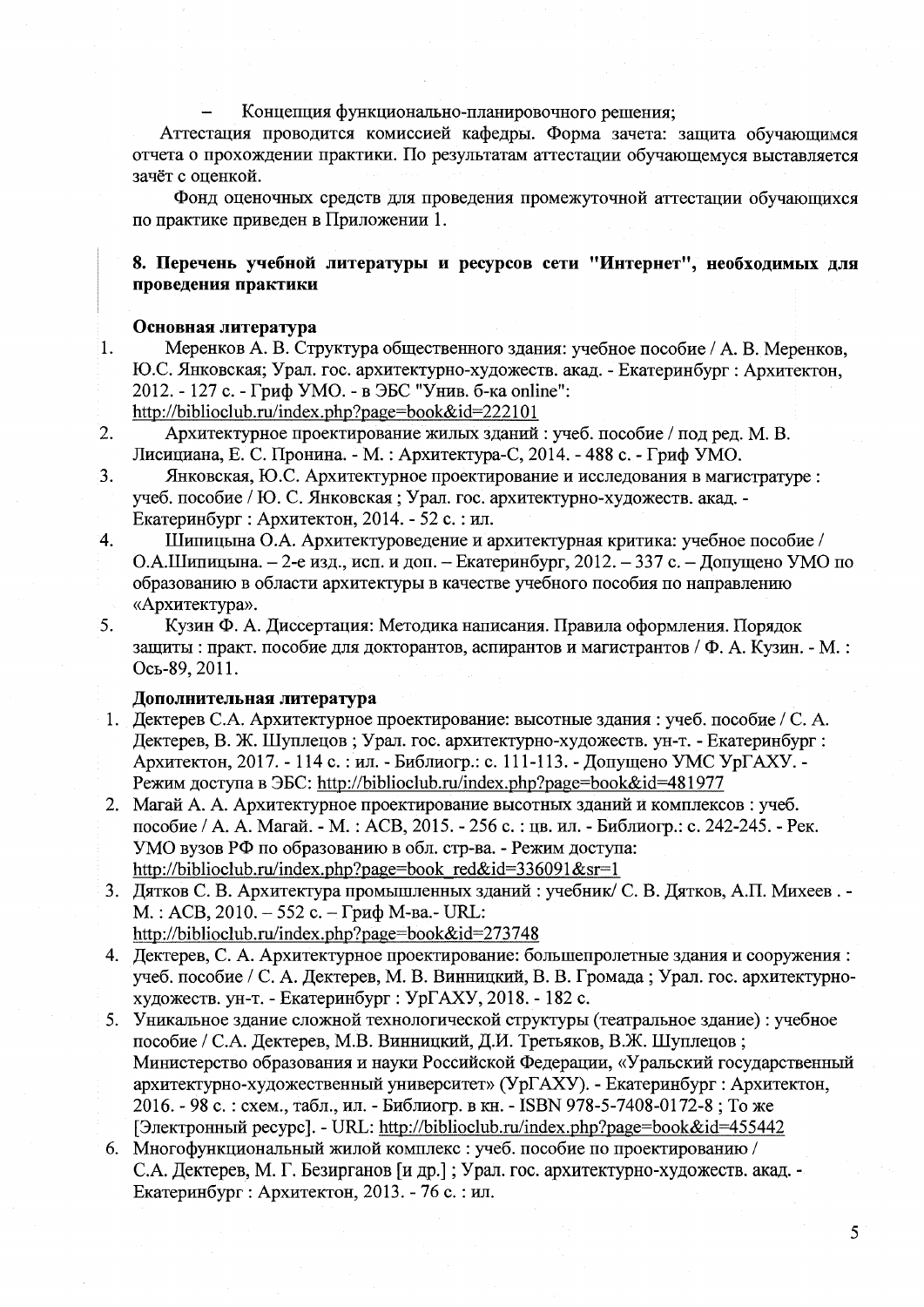- Концепция функционально-планировочного решения;

Аттестация проводится комиссией кафедры. Форма зачета: защита обучающимся отчета о прохождении практики. По результатам аттестации обучающемуся выставляется зачёт с оценкой.

Фонд оценочных средств для проведения промежуточной аттестации обучающихся по практике приведен в Приложении 1.

## 8. Перечень учебной литературы и ресурсов сети "Интернет", необходимых для проведения практики

**Основная литература**

1. Меренков А. В. Структура общественного здания: учебное пособие / А. В. Меренков, Ю.С. Янковская; Урал. гос. архитектурно-художеств. акад. - Екатеринбург : Архитектон, 2012. - 127 с. - Гриф УМО. - в ЭБС "Унив. б-ка online": http://biblioclub.ru/index.php?page=book&id=222101
2. Архитектурное проектирование жилых зданий : учеб. пособие / под ред. М. В. Лисициана, Е. С. Пронина. - М. : Архитектура-С, 2014. - 488 с. - Гриф УМО.
3. Янковская, Ю.С. Архитектурное проектирование и исследования в магистратуре : учеб. пособие / Ю. С. Янковская ; Урал. гос. архитектурно-художеств. акад. - Екатеринбург : Архитектон, 2014. - 52 с. : ил.
4. Шипицына О.А. Архитектуроведение и архитектурная критика: учебное пособие / О.А.Шипицына. – 2-е изд., исп. и доп. – Екатеринбург, 2012. – 337 с. – Допущено УМО по образованию в области архитектуры в качестве учебного пособия по направлению «Архитектура».
5. Кузин Ф. А. Диссертация: Методика написания. Правила оформления. Порядок защиты : практ. пособие для докторантов, аспирантов и магистрантов / Ф. А. Кузин. - М. : Ось-89, 2011.

**Дополнительная литература**

1. Дектерев С.А. Архитектурное проектирование: высотные здания : учеб. пособие / С. А. Дектерев, В. Ж. Шуплецов ; Урал. гос. архитектурно-художеств. ун-т. - Екатеринбург : Архитектон, 2017. - 114 с. : ил. - Библиогр.: с. 111-113. - Допущено УМС УрГАХУ. - Режим доступа в ЭБС: http://biblioclub.ru/index.php?page=book&id=481977
2. Магай А. А. Архитектурное проектирование высотных зданий и комплексов : учеб. пособие / А. А. Магай. - М. : АСВ, 2015. - 256 с. : цв. ил. - Библиогр.: с. 242-245. - Рек. УМО вузов РФ по образованию в обл. стр-ва. - Режим доступа: http://biblioclub.ru/index.php?page=book_red&id=336091&sr=1
3. Дятков С. В. Архитектура промышленных зданий : учебник/ С. В. Дятков, А.П. Михеев . - М. : АСВ, 2010. – 552 с. – Гриф М-ва.- URL: http://biblioclub.ru/index.php?page=book&id=273748
4. Дектерев, С. А. Архитектурное проектирование: большепролетные здания и сооружения : учеб. пособие / С. А. Дектерев, М. В. Винницкий, В. В. Громада ; Урал. гос. архитектурно-художеств. ун-т. - Екатеринбург : УрГАХУ, 2018. - 182 с.
5. Уникальное здание сложной технологической структуры (театральное здание) : учебное пособие / С.А. Дектерев, М.В. Винницкий, Д.И. Третьяков, В.Ж. Шуплецов ; Министерство образования и науки Российской Федерации, «Уральский государственный архитектурно-художественный университет» (УрГАХУ). - Екатеринбург : Архитектон, 2016. - 98 с. : схем., табл., ил. - Библиогр. в кн. - ISBN 978-5-7408-0172-8 ; То же [Электронный ресурс]. - URL: http://biblioclub.ru/index.php?page=book&id=455442
6. Многофункциональный жилой комплекс : учеб. пособие по проектированию / С.А. Дектерев, М. Г. Безирганов [и др.] ; Урал. гос. архитектурно-художеств. акад. - Екатеринбург : Архитектон, 2013. - 76 с. : ил.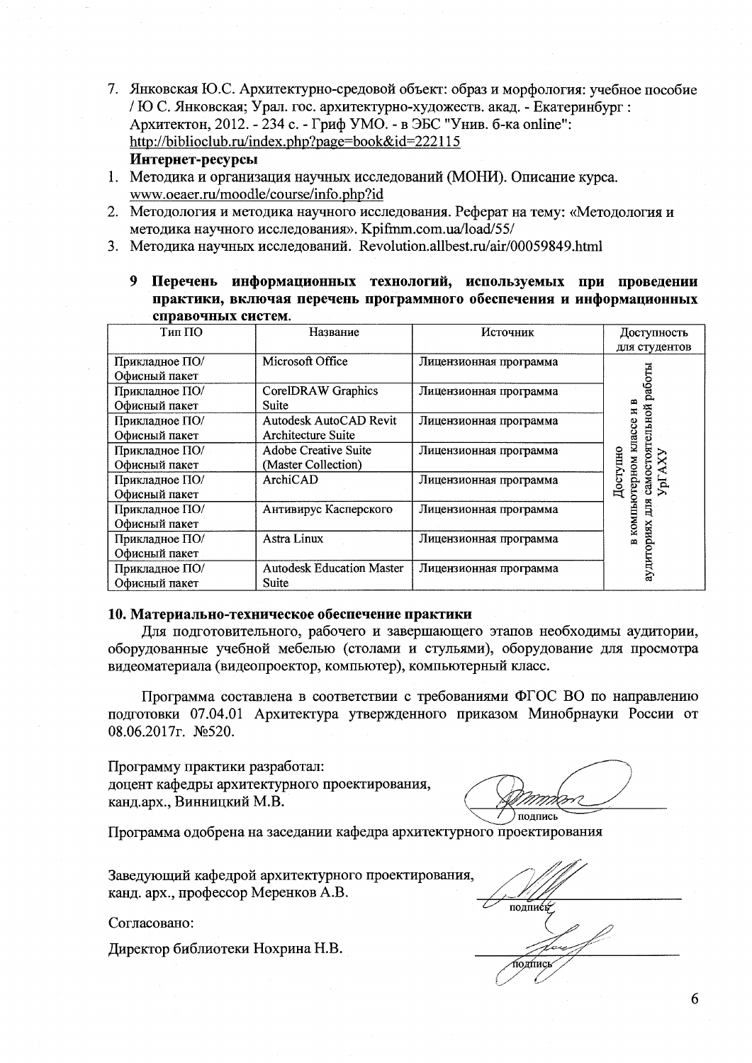7. Янковская Ю.С. Архитектурно-средовой объект: образ и морфология: учебное пособие / Ю С. Янковская; Урал. гос. архитектурно-художеств. акад. - Екатеринбург : Архитектон, 2012. - 234 с. - Гриф УМО. - в ЭБС "Унив. б-ка online": http://biblioclub.ru/index.php?page=book&id=222115

**Интернет-ресурсы**

1. Методика и организация научных исследований (МОНИ). Описание курса. www.oeaer.ru/moodle/course/info.php?id
2. Методология и методика научного исследования. Реферат на тему: «Методология и методика научного исследования». Kpifmm.com.ua/load/55/
3. Методика научных исследований. Revolution.allbest.ru/air/00059849.html

## 9 Перечень информационных технологий, используемых при проведении практики, включая перечень программного обеспечения и информационных справочных систем.

| Тип ПО | Название | Источник | Доступность для студентов |
|---|---|---|---|
| Прикладное ПО/ Офисный пакет | Microsoft Office | Лицензионная программа | Доступно в компьютерном классе и в аудиториях для самостоятельной работы УрГАХУ |
| Прикладное ПО/ Офисный пакет | CorelDRAW Graphics Suite | Лицензионная программа | |
| Прикладное ПО/ Офисный пакет | Autodesk AutoCAD Revit Architecture Suite | Лицензионная программа | |
| Прикладное ПО/ Офисный пакет | Adobe Creative Suite (Master Collection) | Лицензионная программа | |
| Прикладное ПО/ Офисный пакет | ArchiCAD | Лицензионная программа | |
| Прикладное ПО/ Офисный пакет | Антивирус Касперского | Лицензионная программа | |
| Прикладное ПО/ Офисный пакет | Astra Linux | Лицензионная программа | |
| Прикладное ПО/ Офисный пакет | Autodesk Education Master Suite | Лицензионная программа | |

## 10. Материально-техническое обеспечение практики

Для подготовительного, рабочего и завершающего этапов необходимы аудитории, оборудованные учебной мебелью (столами и стульями), оборудование для просмотра видеоматериала (видеопроектор, компьютер), компьютерный класс.

Программа составлена в соответствии с требованиями ФГОС ВО по направлению подготовки 07.04.01 Архитектура утвержденного приказом Минобрнауки России от 08.06.2017г. №520.

Программу практики разработал:
доцент кафедры архитектурного проектирования,
канд.арх., Винницкий М.В. ____________ подпись

Программа одобрена на заседании кафедра архитектурного проектирования

Заведующий кафедрой архитектурного проектирования,
канд. арх., профессор Меренков А.В. ____________ подпись

Согласовано:

Директор библиотеки Нохрина Н.В. ____________ подпись